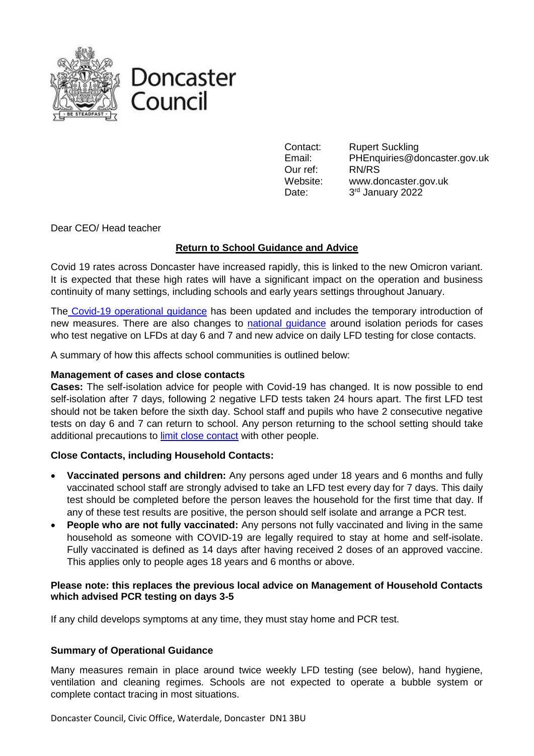Doncaster Council

Contact: Rupert Suckling
Email: PHEnquiries@doncaster.gov.uk
Our ref: RN/RS
Website: www.doncaster.gov.uk
Date: 3rd January 2022

Dear CEO/ Head teacher

**Return to School Guidance and Advice**

Covid 19 rates across Doncaster have increased rapidly, this is linked to the new Omicron variant. It is expected that these high rates will have a significant impact on the operation and business continuity of many settings, including schools and early years settings throughout January.

The Covid-19 operational guidance has been updated and includes the temporary introduction of new measures. There are also changes to national guidance around isolation periods for cases who test negative on LFDs at day 6 and 7 and new advice on daily LFD testing for close contacts.

A summary of how this affects school communities is outlined below:

**Management of cases and close contacts**

**Cases:** The self-isolation advice for people with Covid-19 has changed. It is now possible to end self-isolation after 7 days, following 2 negative LFD tests taken 24 hours apart. The first LFD test should not be taken before the sixth day. School staff and pupils who have 2 consecutive negative tests on day 6 and 7 can return to school. Any person returning to the school setting should take additional precautions to limit close contact with other people.

**Close Contacts, including Household Contacts:**

- **Vaccinated persons and children:** Any persons aged under 18 years and 6 months and fully vaccinated school staff are strongly advised to take an LFD test every day for 7 days. This daily test should be completed before the person leaves the household for the first time that day. If any of these test results are positive, the person should self isolate and arrange a PCR test.
- **People who are not fully vaccinated:** Any persons not fully vaccinated and living in the same household as someone with COVID-19 are legally required to stay at home and self-isolate. Fully vaccinated is defined as 14 days after having received 2 doses of an approved vaccine. This applies only to people ages 18 years and 6 months or above.

**Please note: this replaces the previous local advice on Management of Household Contacts which advised PCR testing on days 3-5**

If any child develops symptoms at any time, they must stay home and PCR test.

**Summary of Operational Guidance**

Many measures remain in place around twice weekly LFD testing (see below), hand hygiene, ventilation and cleaning regimes. Schools are not expected to operate a bubble system or complete contact tracing in most situations.

Doncaster Council, Civic Office, Waterdale, Doncaster DN1 3BU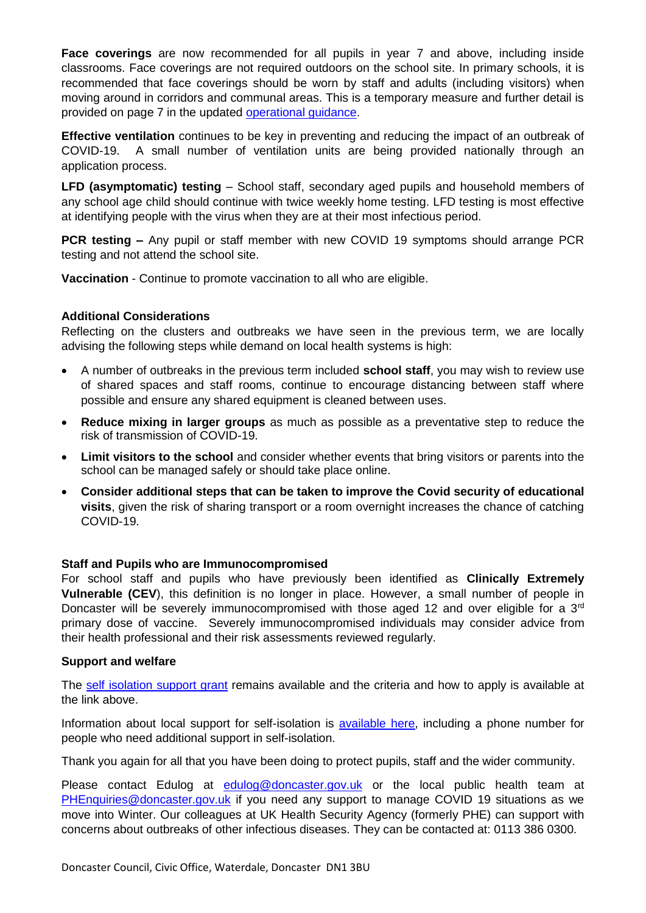**Face coverings** are now recommended for all pupils in year 7 and above, including inside classrooms. Face coverings are not required outdoors on the school site. In primary schools, it is recommended that face coverings should be worn by staff and adults (including visitors) when moving around in corridors and communal areas. This is a temporary measure and further detail is provided on page 7 in the updated operational guidance.

**Effective ventilation** continues to be key in preventing and reducing the impact of an outbreak of COVID-19. A small number of ventilation units are being provided nationally through an application process.

**LFD (asymptomatic) testing** – School staff, secondary aged pupils and household members of any school age child should continue with twice weekly home testing. LFD testing is most effective at identifying people with the virus when they are at their most infectious period.

**PCR testing –** Any pupil or staff member with new COVID 19 symptoms should arrange PCR testing and not attend the school site.

**Vaccination** - Continue to promote vaccination to all who are eligible.

**Additional Considerations**

Reflecting on the clusters and outbreaks we have seen in the previous term, we are locally advising the following steps while demand on local health systems is high:

- A number of outbreaks in the previous term included **school staff**, you may wish to review use of shared spaces and staff rooms, continue to encourage distancing between staff where possible and ensure any shared equipment is cleaned between uses.
- **Reduce mixing in larger groups** as much as possible as a preventative step to reduce the risk of transmission of COVID-19.
- **Limit visitors to the school** and consider whether events that bring visitors or parents into the school can be managed safely or should take place online.
- **Consider additional steps that can be taken to improve the Covid security of educational visits**, given the risk of sharing transport or a room overnight increases the chance of catching COVID-19.

**Staff and Pupils who are Immunocompromised**

For school staff and pupils who have previously been identified as **Clinically Extremely Vulnerable (CEV**), this definition is no longer in place. However, a small number of people in Doncaster will be severely immunocompromised with those aged 12 and over eligible for a 3rd primary dose of vaccine. Severely immunocompromised individuals may consider advice from their health professional and their risk assessments reviewed regularly.

**Support and welfare**

The self isolation support grant remains available and the criteria and how to apply is available at the link above.

Information about local support for self-isolation is available here, including a phone number for people who need additional support in self-isolation.

Thank you again for all that you have been doing to protect pupils, staff and the wider community.

Please contact Edulog at edulog@doncaster.gov.uk or the local public health team at PHEnquiries@doncaster.gov.uk if you need any support to manage COVID 19 situations as we move into Winter. Our colleagues at UK Health Security Agency (formerly PHE) can support with concerns about outbreaks of other infectious diseases. They can be contacted at: 0113 386 0300.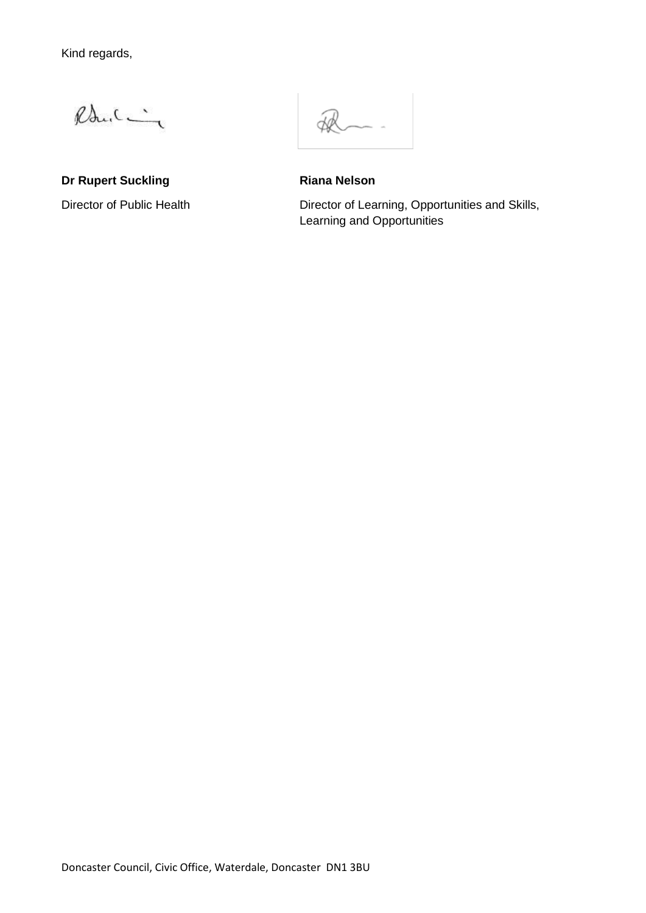Kind regards,

**Dr Rupert Suckling**

Director of Public Health

**Riana Nelson**

Director of Learning, Opportunities and Skills, Learning and Opportunities